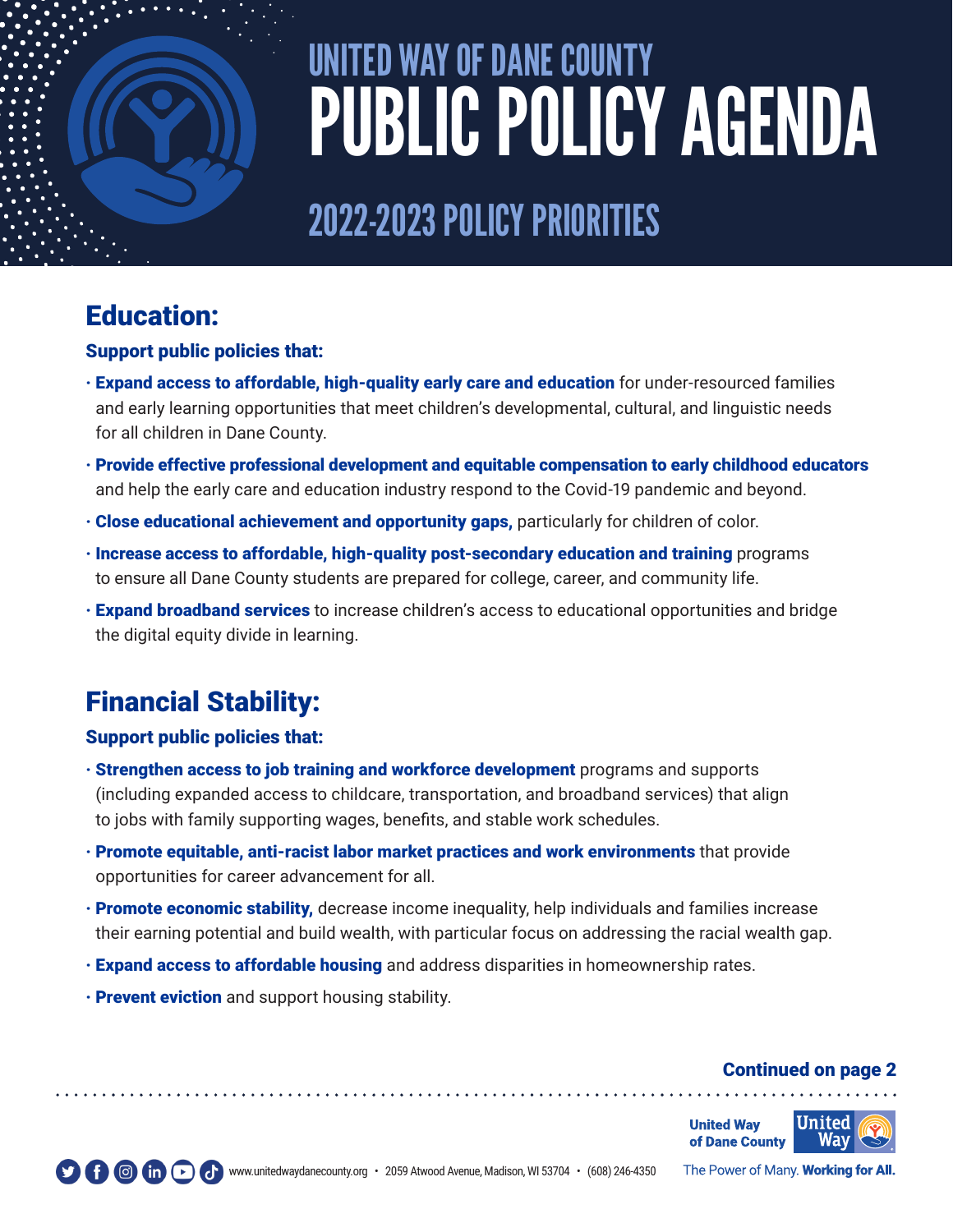# UNITED WAY OF DANE COUNTY PUBLIC POLICY AGENDA

## 2022-2023 POLICY PRIORITIES

## Education:

**Support public policies that:**

- **Expand access to affordable, high-quality early care and education** for under-resourced families and early learning opportunities that meet children's developmental, cultural, and linguistic needs for all children in Dane County.
- **Provide effective professional development and equitable compensation to early childhood educators** and help the early care and education industry respond to the Covid-19 pandemic and beyond.
- **Close educational achievement and opportunity gaps,** particularly for children of color.
- **Increase access to affordable, high-quality post-secondary education and training** programs to ensure all Dane County students are prepared for college, career, and community life.
- **Expand broadband services** to increase children's access to educational opportunities and bridge the digital equity divide in learning.

## Financial Stability:

**Support public policies that:**

- **Strengthen access to job training and workforce development** programs and supports (including expanded access to childcare, transportation, and broadband services) that align to jobs with family supporting wages, benefits, and stable work schedules.
- **Promote equitable, anti-racist labor market practices and work environments** that provide opportunities for career advancement for all.
- **Promote economic stability,** decrease income inequality, help individuals and families increase their earning potential and build wealth, with particular focus on addressing the racial wealth gap.
- **Expand access to affordable housing** and address disparities in homeownership rates.
- **Prevent eviction** and support housing stability.

**Continued on page 2**

www.unitedwaydanecounty.org • 2059 Atwood Avenue, Madison, WI 53704 • (608) 246-4350

United Way of Dane County

The Power of Many. **Working for All.**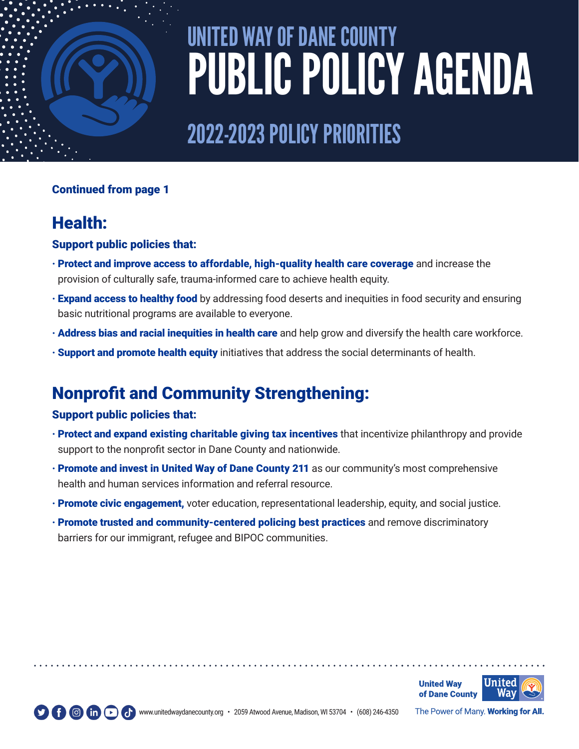# UNITED WAY OF DANE COUNTY PUBLIC POLICY AGENDA

## 2022-2023 POLICY PRIORITIES

**Continued from page 1**

## Health:

**Support public policies that:**

- **Protect and improve access to affordable, high-quality health care coverage** and increase the provision of culturally safe, trauma-informed care to achieve health equity.
- **Expand access to healthy food** by addressing food deserts and inequities in food security and ensuring basic nutritional programs are available to everyone.
- **Address bias and racial inequities in health care** and help grow and diversify the health care workforce.
- **Support and promote health equity** initiatives that address the social determinants of health.

## Nonprofit and Community Strengthening:

**Support public policies that:**

- **Protect and expand existing charitable giving tax incentives** that incentivize philanthropy and provide support to the nonprofit sector in Dane County and nationwide.
- **Promote and invest in United Way of Dane County 211** as our community's most comprehensive health and human services information and referral resource.
- **Promote civic engagement,** voter education, representational leadership, equity, and social justice.
- **Promote trusted and community-centered policing best practices** and remove discriminatory barriers for our immigrant, refugee and BIPOC communities.

www.unitedwaydanecounty.org • 2059 Atwood Avenue, Madison, WI 53704 • (608) 246-4350

United Way of Dane County

The Power of Many. **Working for All.**